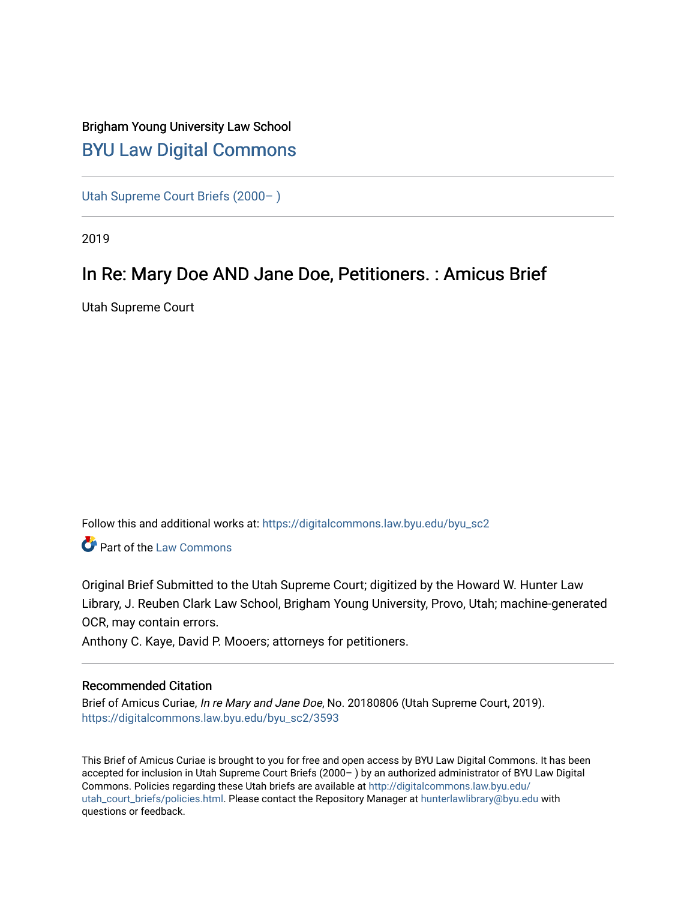Brigham Young University Law School

# BYU Law Digital Commons

Utah Supreme Court Briefs (2000– )

2019

## In Re: Mary Doe AND Jane Doe, Petitioners. : Amicus Brief

Utah Supreme Court

Follow this and additional works at: https://digitalcommons.law.byu.edu/byu_sc2

Part of the Law Commons

Original Brief Submitted to the Utah Supreme Court; digitized by the Howard W. Hunter Law Library, J. Reuben Clark Law School, Brigham Young University, Provo, Utah; machine-generated OCR, may contain errors.

Anthony C. Kaye, David P. Mooers; attorneys for petitioners.

### Recommended Citation

Brief of Amicus Curiae, *In re Mary and Jane Doe*, No. 20180806 (Utah Supreme Court, 2019).
https://digitalcommons.law.byu.edu/byu_sc2/3593

This Brief of Amicus Curiae is brought to you for free and open access by BYU Law Digital Commons. It has been accepted for inclusion in Utah Supreme Court Briefs (2000– ) by an authorized administrator of BYU Law Digital Commons. Policies regarding these Utah briefs are available at http://digitalcommons.law.byu.edu/utah_court_briefs/policies.html. Please contact the Repository Manager at hunterlawlibrary@byu.edu with questions or feedback.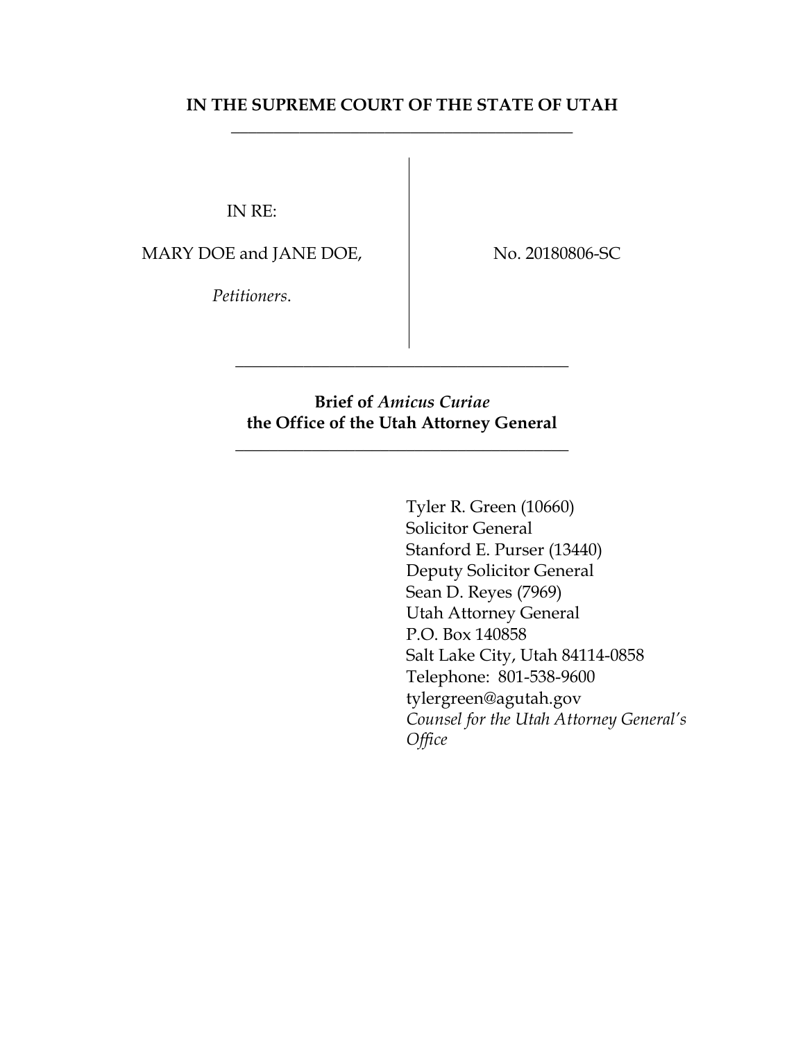**IN THE SUPREME COURT OF THE STATE OF UTAH**

---

IN RE:

MARY DOE and JANE DOE,

*Petitioners*.

No. 20180806-SC

---

**Brief of *Amicus Curiae***
**the Office of the Utah Attorney General**

---

Tyler R. Green (10660)
Solicitor General
Stanford E. Purser (13440)
Deputy Solicitor General
Sean D. Reyes (7969)
Utah Attorney General
P.O. Box 140858
Salt Lake City, Utah 84114-0858
Telephone: 801-538-9600
tylergreen@agutah.gov
*Counsel for the Utah Attorney General's Office*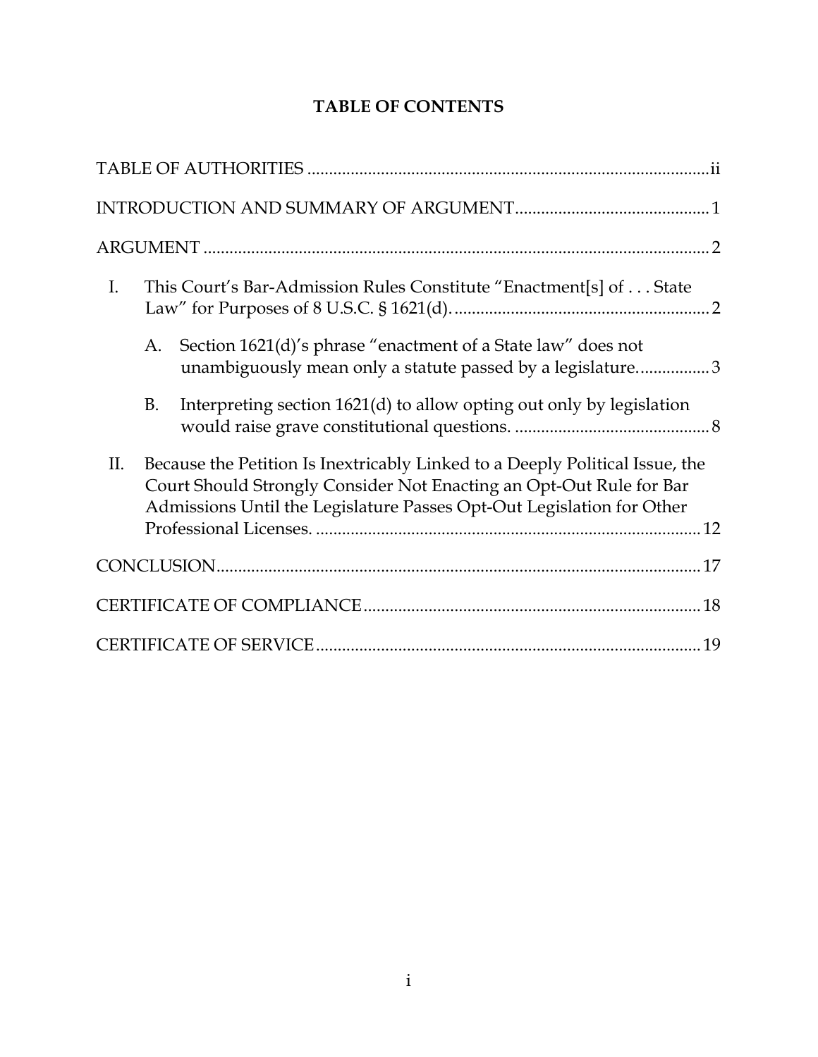## TABLE OF CONTENTS

TABLE OF AUTHORITIES ............................................................................................ii

INTRODUCTION AND SUMMARY OF ARGUMENT............................................1

ARGUMENT ....................................................................................................................2

I. This Court's Bar-Admission Rules Constitute "Enactment[s] of . . . State Law" for Purposes of 8 U.S.C. § 1621(d). ..........................................................2

  A. Section 1621(d)'s phrase "enactment of a State law" does not unambiguously mean only a statute passed by a legislature.................3

  B. Interpreting section 1621(d) to allow opting out only by legislation would raise grave constitutional questions. .............................................8

II. Because the Petition Is Inextricably Linked to a Deeply Political Issue, the Court Should Strongly Consider Not Enacting an Opt-Out Rule for Bar Admissions Until the Legislature Passes Opt-Out Legislation for Other Professional Licenses. ........................................................................................12

CONCLUSION................................................................................................................17

CERTIFICATE OF COMPLIANCE.............................................................................18

CERTIFICATE OF SERVICE........................................................................................19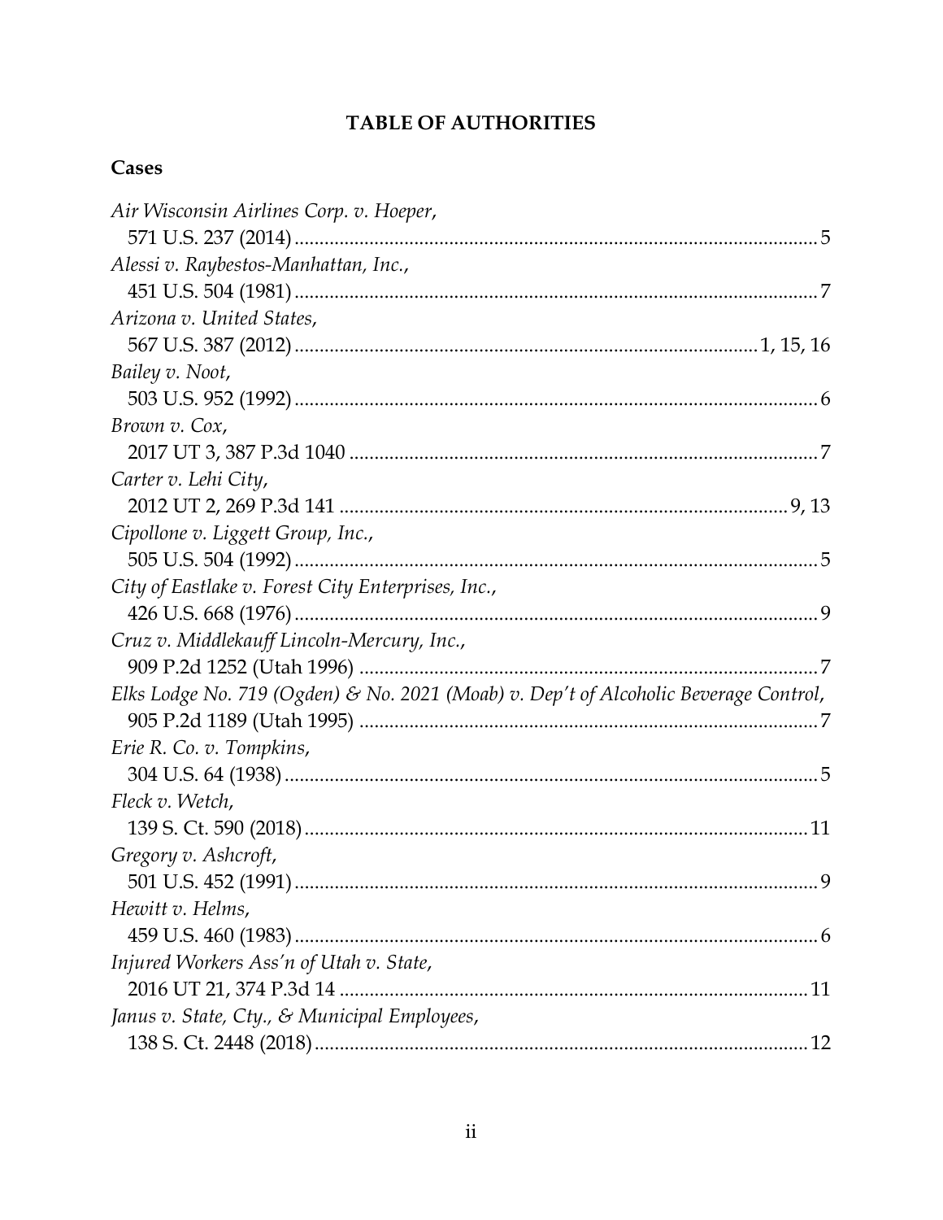# TABLE OF AUTHORITIES

## Cases

*Air Wisconsin Airlines Corp. v. Hoeper*,
571 U.S. 237 (2014) ........................................................................................ 5

*Alessi v. Raybestos-Manhattan, Inc.*,
451 U.S. 504 (1981) ........................................................................................ 7

*Arizona v. United States*,
567 U.S. 387 (2012) ........................................................................... 1, 15, 16

*Bailey v. Noot*,
503 U.S. 952 (1992) ........................................................................................ 6

*Brown v. Cox*,
2017 UT 3, 387 P.3d 1040 ............................................................................. 7

*Carter v. Lehi City*,
2012 UT 2, 269 P.3d 141 ......................................................................... 9, 13

*Cipollone v. Liggett Group, Inc.*,
505 U.S. 504 (1992) ........................................................................................ 5

*City of Eastlake v. Forest City Enterprises, Inc.*,
426 U.S. 668 (1976) ........................................................................................ 9

*Cruz v. Middlekauff Lincoln-Mercury, Inc.*,
909 P.2d 1252 (Utah 1996) ........................................................................... 7

*Elks Lodge No. 719 (Ogden) & No. 2021 (Moab) v. Dep't of Alcoholic Beverage Control*,
905 P.2d 1189 (Utah 1995) ........................................................................... 7

*Erie R. Co. v. Tompkins*,
304 U.S. 64 (1938) .......................................................................................... 5

*Fleck v. Wetch*,
139 S. Ct. 590 (2018) .................................................................................... 11

*Gregory v. Ashcroft*,
501 U.S. 452 (1991) ........................................................................................ 9

*Hewitt v. Helms*,
459 U.S. 460 (1983) ........................................................................................ 6

*Injured Workers Ass'n of Utah v. State*,
2016 UT 21, 374 P.3d 14 ............................................................................. 11

*Janus v. State, Cty., & Municipal Employees*,
138 S. Ct. 2448 (2018) .................................................................................. 12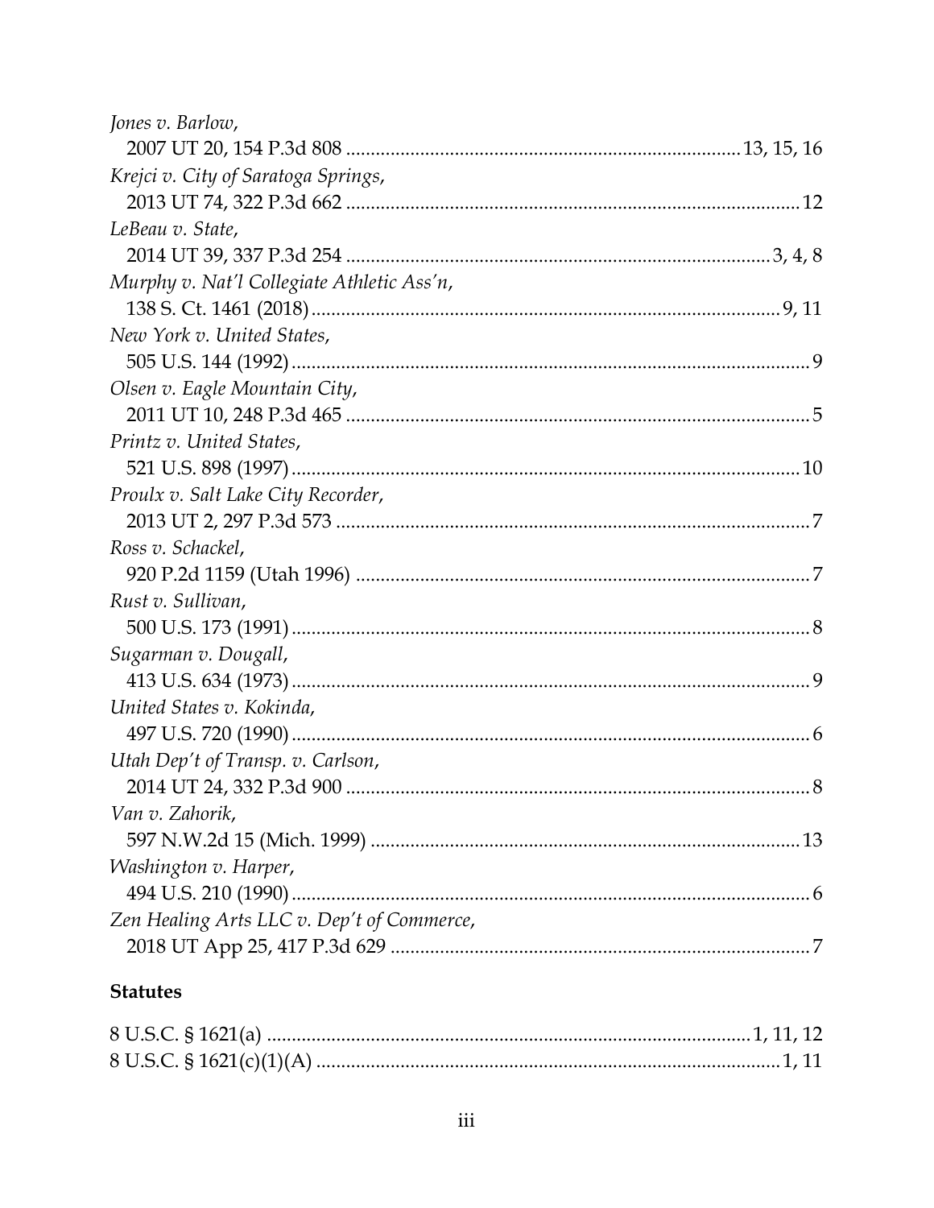*Jones v. Barlow*,
2007 UT 20, 154 P.3d 808 ............................................................................ 13, 15, 16

*Krejci v. City of Saratoga Springs*,
2013 UT 74, 322 P.3d 662 ........................................................................................ 12

*LeBeau v. State*,
2014 UT 39, 337 P.3d 254 ........................................................................................ 3, 4, 8

*Murphy v. Nat'l Collegiate Athletic Ass'n*,
138 S. Ct. 1461 (2018) ............................................................................................ 9, 11

*New York v. United States*,
505 U.S. 144 (1992) ..................................................................................................... 9

*Olsen v. Eagle Mountain City*,
2011 UT 10, 248 P.3d 465 ............................................................................................ 5

*Printz v. United States*,
521 U.S. 898 (1997) ................................................................................................... 10

*Proulx v. Salt Lake City Recorder*,
2013 UT 2, 297 P.3d 573 .............................................................................................. 7

*Ross v. Schackel*,
920 P.2d 1159 (Utah 1996) .......................................................................................... 7

*Rust v. Sullivan*,
500 U.S. 173 (1991) ..................................................................................................... 8

*Sugarman v. Dougall*,
413 U.S. 634 (1973) ..................................................................................................... 9

*United States v. Kokinda*,
497 U.S. 720 (1990) ..................................................................................................... 6

*Utah Dep't of Transp. v. Carlson*,
2014 UT 24, 332 P.3d 900 ............................................................................................ 8

*Van v. Zahorik*,
597 N.W.2d 15 (Mich. 1999) ..................................................................................... 13

*Washington v. Harper*,
494 U.S. 210 (1990) ..................................................................................................... 6

*Zen Healing Arts LLC v. Dep't of Commerce*,
2018 UT App 25, 417 P.3d 629 .................................................................................... 7

**Statutes**

8 U.S.C. § 1621(a) ............................................................................................... 1, 11, 12

8 U.S.C. § 1621(c)(1)(A) ........................................................................................... 1, 11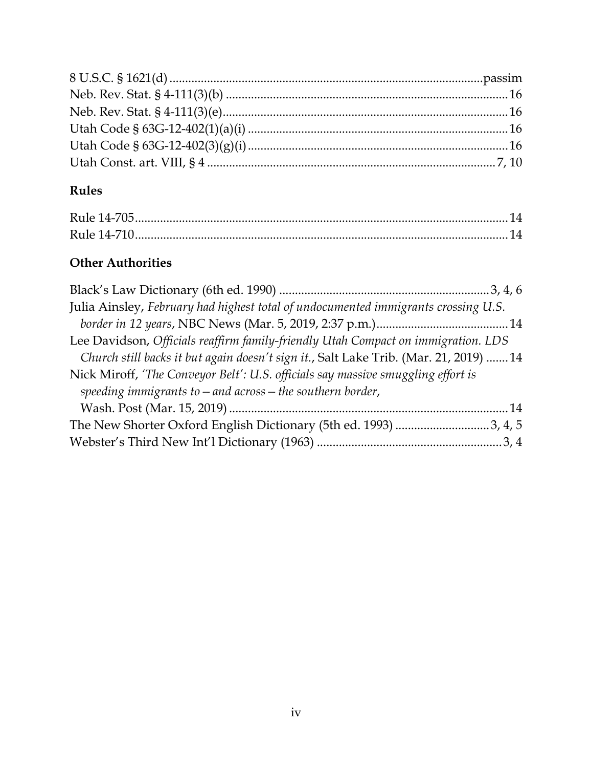8 U.S.C. § 1621(d) ....................................................................................................passim
Neb. Rev. Stat. § 4-111(3)(b) .........................................................................................16
Neb. Rev. Stat. § 4-111(3)(e)...........................................................................................16
Utah Code § 63G-12-402(1)(a)(i) ..................................................................................16
Utah Code § 63G-12-402(3)(g)(i)...................................................................................16
Utah Const. art. VIII, § 4 ............................................................................................7, 10

### Rules

Rule 14-705......................................................................................................................14
Rule 14-710......................................................................................................................14

### Other Authorities

Black's Law Dictionary (6th ed. 1990) ...................................................................3, 4, 6
Julia Ainsley, *February had highest total of undocumented immigrants crossing U.S. border in 12 years*, NBC News (Mar. 5, 2019, 2:37 p.m.)..........................................14
Lee Davidson, *Officials reaffirm family-friendly Utah Compact on immigration. LDS Church still backs it but again doesn't sign it.*, Salt Lake Trib. (Mar. 21, 2019) .......14
Nick Miroff, *'The Conveyor Belt': U.S. officials say massive smuggling effort is speeding immigrants to—and across—the southern border*, Wash. Post (Mar. 15, 2019) ........................................................................................14
The New Shorter Oxford English Dictionary (5th ed. 1993) ..............................3, 4, 5
Webster's Third New Int'l Dictionary (1963) ...........................................................3, 4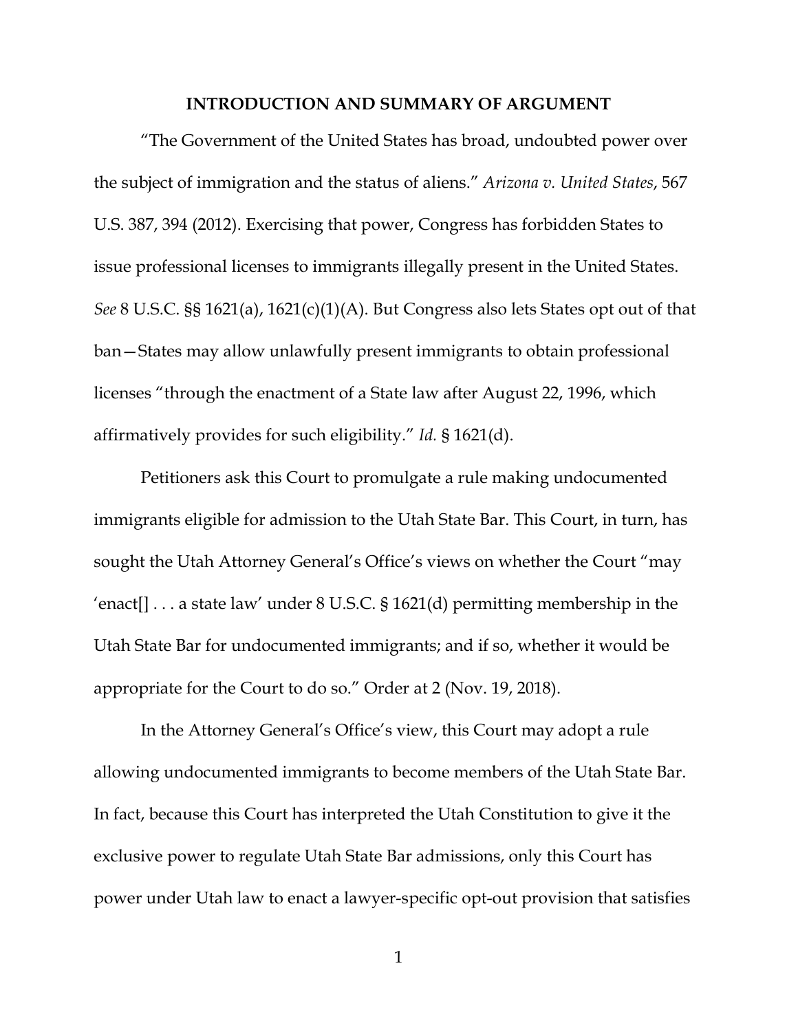## INTRODUCTION AND SUMMARY OF ARGUMENT

"The Government of the United States has broad, undoubted power over the subject of immigration and the status of aliens." *Arizona v. United States*, 567 U.S. 387, 394 (2012). Exercising that power, Congress has forbidden States to issue professional licenses to immigrants illegally present in the United States. *See* 8 U.S.C. §§ 1621(a), 1621(c)(1)(A). But Congress also lets States opt out of that ban—States may allow unlawfully present immigrants to obtain professional licenses "through the enactment of a State law after August 22, 1996, which affirmatively provides for such eligibility." *Id.* § 1621(d).

Petitioners ask this Court to promulgate a rule making undocumented immigrants eligible for admission to the Utah State Bar. This Court, in turn, has sought the Utah Attorney General's Office's views on whether the Court "may 'enact[] . . . a state law' under 8 U.S.C. § 1621(d) permitting membership in the Utah State Bar for undocumented immigrants; and if so, whether it would be appropriate for the Court to do so." Order at 2 (Nov. 19, 2018).

In the Attorney General's Office's view, this Court may adopt a rule allowing undocumented immigrants to become members of the Utah State Bar. In fact, because this Court has interpreted the Utah Constitution to give it the exclusive power to regulate Utah State Bar admissions, only this Court has power under Utah law to enact a lawyer-specific opt-out provision that satisfies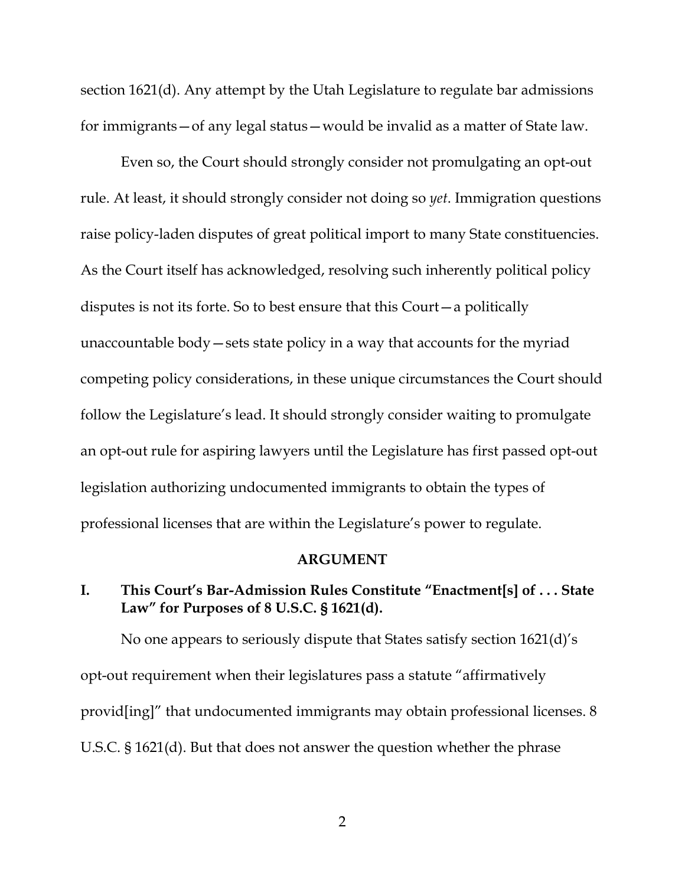section 1621(d). Any attempt by the Utah Legislature to regulate bar admissions for immigrants—of any legal status—would be invalid as a matter of State law.

Even so, the Court should strongly consider not promulgating an opt-out rule. At least, it should strongly consider not doing so *yet*. Immigration questions raise policy-laden disputes of great political import to many State constituencies. As the Court itself has acknowledged, resolving such inherently political policy disputes is not its forte. So to best ensure that this Court—a politically unaccountable body—sets state policy in a way that accounts for the myriad competing policy considerations, in these unique circumstances the Court should follow the Legislature's lead. It should strongly consider waiting to promulgate an opt-out rule for aspiring lawyers until the Legislature has first passed opt-out legislation authorizing undocumented immigrants to obtain the types of professional licenses that are within the Legislature's power to regulate.

## ARGUMENT

### I. This Court's Bar-Admission Rules Constitute "Enactment[s] of . . . State Law" for Purposes of 8 U.S.C. § 1621(d).

No one appears to seriously dispute that States satisfy section 1621(d)'s opt-out requirement when their legislatures pass a statute "affirmatively provid[ing]" that undocumented immigrants may obtain professional licenses. 8 U.S.C. § 1621(d). But that does not answer the question whether the phrase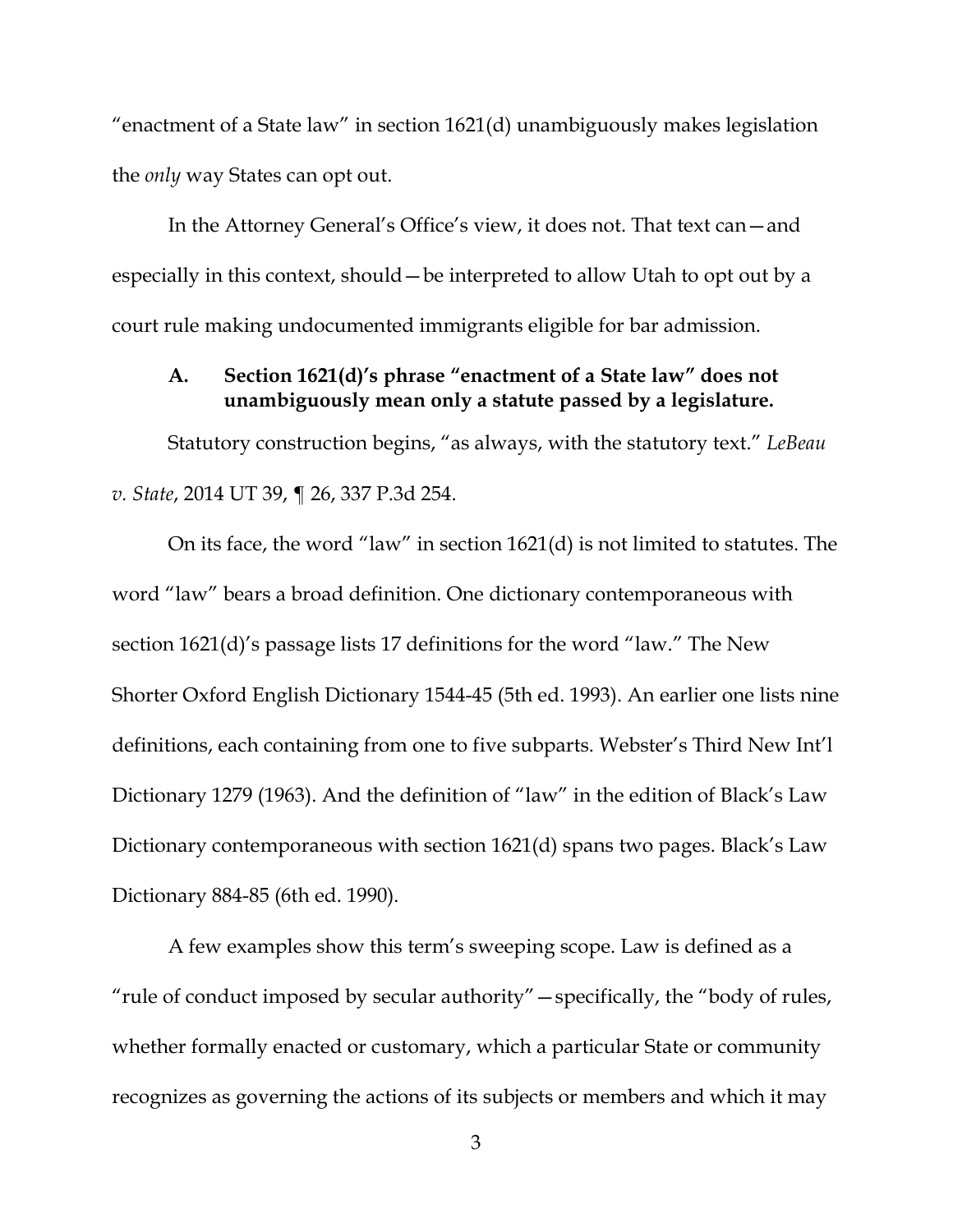"enactment of a State law" in section 1621(d) unambiguously makes legislation the *only* way States can opt out.

In the Attorney General's Office's view, it does not. That text can—and especially in this context, should—be interpreted to allow Utah to opt out by a court rule making undocumented immigrants eligible for bar admission.

### A. Section 1621(d)'s phrase "enactment of a State law" does not unambiguously mean only a statute passed by a legislature.

Statutory construction begins, "as always, with the statutory text." *LeBeau v. State*, 2014 UT 39, ¶ 26, 337 P.3d 254.

On its face, the word "law" in section 1621(d) is not limited to statutes. The word "law" bears a broad definition. One dictionary contemporaneous with section 1621(d)'s passage lists 17 definitions for the word "law." The New Shorter Oxford English Dictionary 1544-45 (5th ed. 1993). An earlier one lists nine definitions, each containing from one to five subparts. Webster's Third New Int'l Dictionary 1279 (1963). And the definition of "law" in the edition of Black's Law Dictionary contemporaneous with section 1621(d) spans two pages. Black's Law Dictionary 884-85 (6th ed. 1990).

A few examples show this term's sweeping scope. Law is defined as a "rule of conduct imposed by secular authority"—specifically, the "body of rules, whether formally enacted or customary, which a particular State or community recognizes as governing the actions of its subjects or members and which it may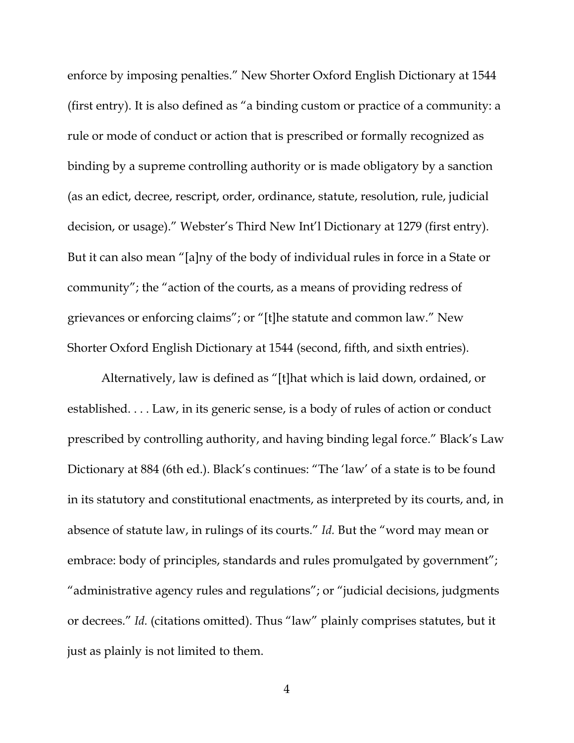enforce by imposing penalties." New Shorter Oxford English Dictionary at 1544 (first entry). It is also defined as "a binding custom or practice of a community: a rule or mode of conduct or action that is prescribed or formally recognized as binding by a supreme controlling authority or is made obligatory by a sanction (as an edict, decree, rescript, order, ordinance, statute, resolution, rule, judicial decision, or usage)." Webster's Third New Int'l Dictionary at 1279 (first entry). But it can also mean "[a]ny of the body of individual rules in force in a State or community"; the "action of the courts, as a means of providing redress of grievances or enforcing claims"; or "[t]he statute and common law." New Shorter Oxford English Dictionary at 1544 (second, fifth, and sixth entries).

Alternatively, law is defined as "[t]hat which is laid down, ordained, or established. . . . Law, in its generic sense, is a body of rules of action or conduct prescribed by controlling authority, and having binding legal force." Black's Law Dictionary at 884 (6th ed.). Black's continues: "The 'law' of a state is to be found in its statutory and constitutional enactments, as interpreted by its courts, and, in absence of statute law, in rulings of its courts." *Id.* But the "word may mean or embrace: body of principles, standards and rules promulgated by government"; "administrative agency rules and regulations"; or "judicial decisions, judgments or decrees." *Id.* (citations omitted). Thus "law" plainly comprises statutes, but it just as plainly is not limited to them.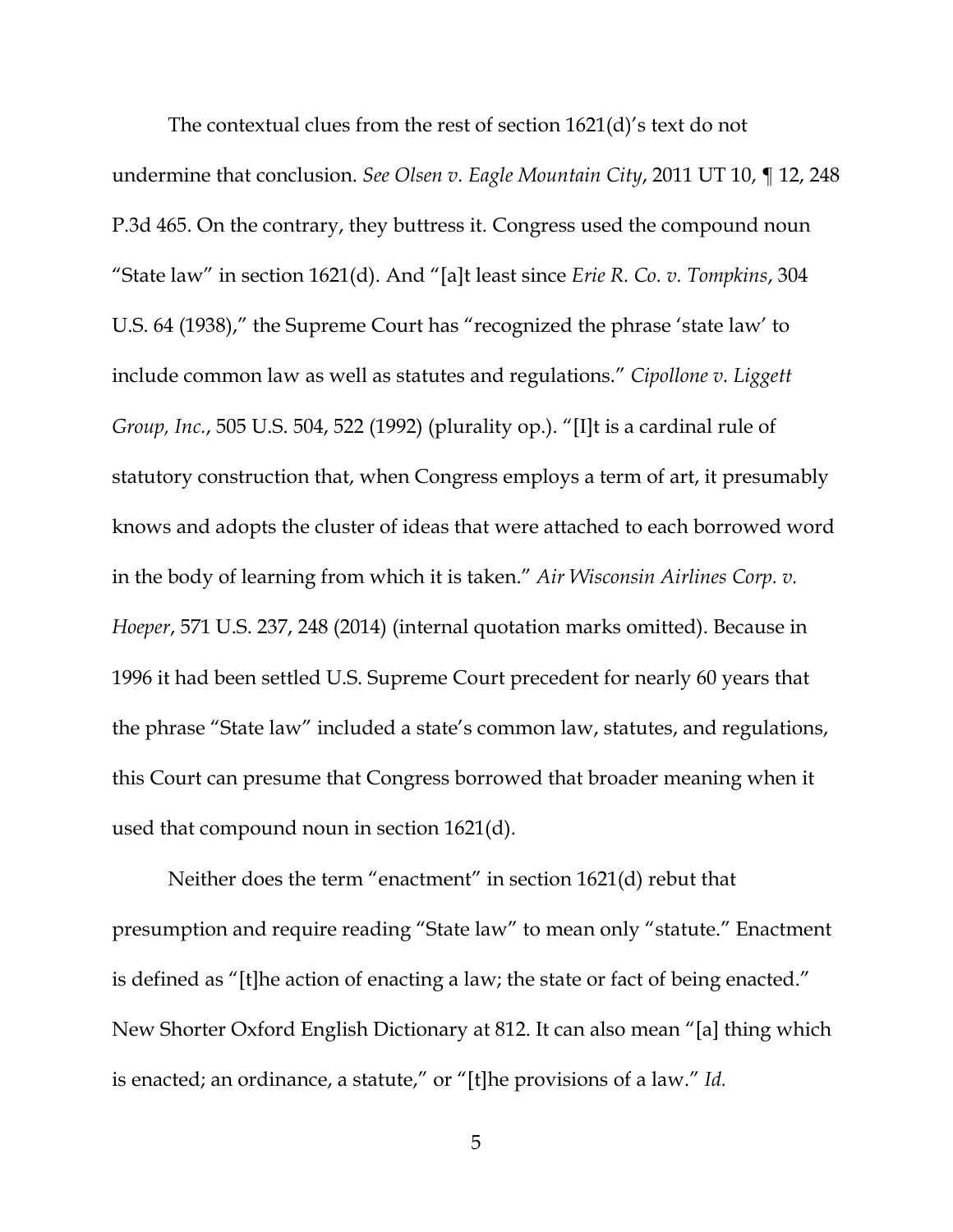The contextual clues from the rest of section 1621(d)'s text do not undermine that conclusion. *See Olsen v. Eagle Mountain City*, 2011 UT 10, ¶ 12, 248 P.3d 465. On the contrary, they buttress it. Congress used the compound noun "State law" in section 1621(d). And "[a]t least since *Erie R. Co. v. Tompkins*, 304 U.S. 64 (1938)," the Supreme Court has "recognized the phrase 'state law' to include common law as well as statutes and regulations." *Cipollone v. Liggett Group, Inc.*, 505 U.S. 504, 522 (1992) (plurality op.). "[I]t is a cardinal rule of statutory construction that, when Congress employs a term of art, it presumably knows and adopts the cluster of ideas that were attached to each borrowed word in the body of learning from which it is taken." *Air Wisconsin Airlines Corp. v. Hoeper*, 571 U.S. 237, 248 (2014) (internal quotation marks omitted). Because in 1996 it had been settled U.S. Supreme Court precedent for nearly 60 years that the phrase "State law" included a state's common law, statutes, and regulations, this Court can presume that Congress borrowed that broader meaning when it used that compound noun in section 1621(d).

Neither does the term "enactment" in section 1621(d) rebut that presumption and require reading "State law" to mean only "statute." Enactment is defined as "[t]he action of enacting a law; the state or fact of being enacted." New Shorter Oxford English Dictionary at 812. It can also mean "[a] thing which is enacted; an ordinance, a statute," or "[t]he provisions of a law." *Id.*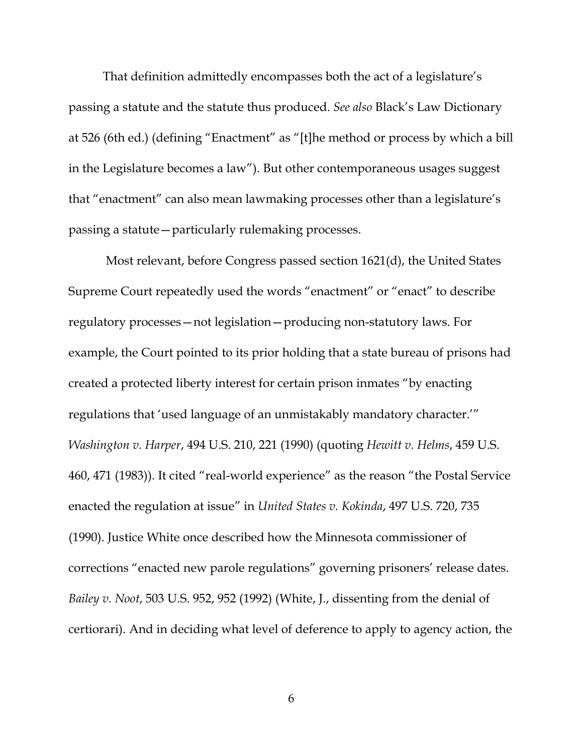That definition admittedly encompasses both the act of a legislature's passing a statute and the statute thus produced. *See also* Black's Law Dictionary at 526 (6th ed.) (defining "Enactment" as "[t]he method or process by which a bill in the Legislature becomes a law"). But other contemporaneous usages suggest that "enactment" can also mean lawmaking processes other than a legislature's passing a statute—particularly rulemaking processes.

Most relevant, before Congress passed section 1621(d), the United States Supreme Court repeatedly used the words "enactment" or "enact" to describe regulatory processes—not legislation—producing non-statutory laws. For example, the Court pointed to its prior holding that a state bureau of prisons had created a protected liberty interest for certain prison inmates "by enacting regulations that 'used language of an unmistakably mandatory character.'" *Washington v. Harper*, 494 U.S. 210, 221 (1990) (quoting *Hewitt v. Helms*, 459 U.S. 460, 471 (1983)). It cited "real-world experience" as the reason "the Postal Service enacted the regulation at issue" in *United States v. Kokinda*, 497 U.S. 720, 735 (1990). Justice White once described how the Minnesota commissioner of corrections "enacted new parole regulations" governing prisoners' release dates. *Bailey v. Noot*, 503 U.S. 952, 952 (1992) (White, J., dissenting from the denial of certiorari). And in deciding what level of deference to apply to agency action, the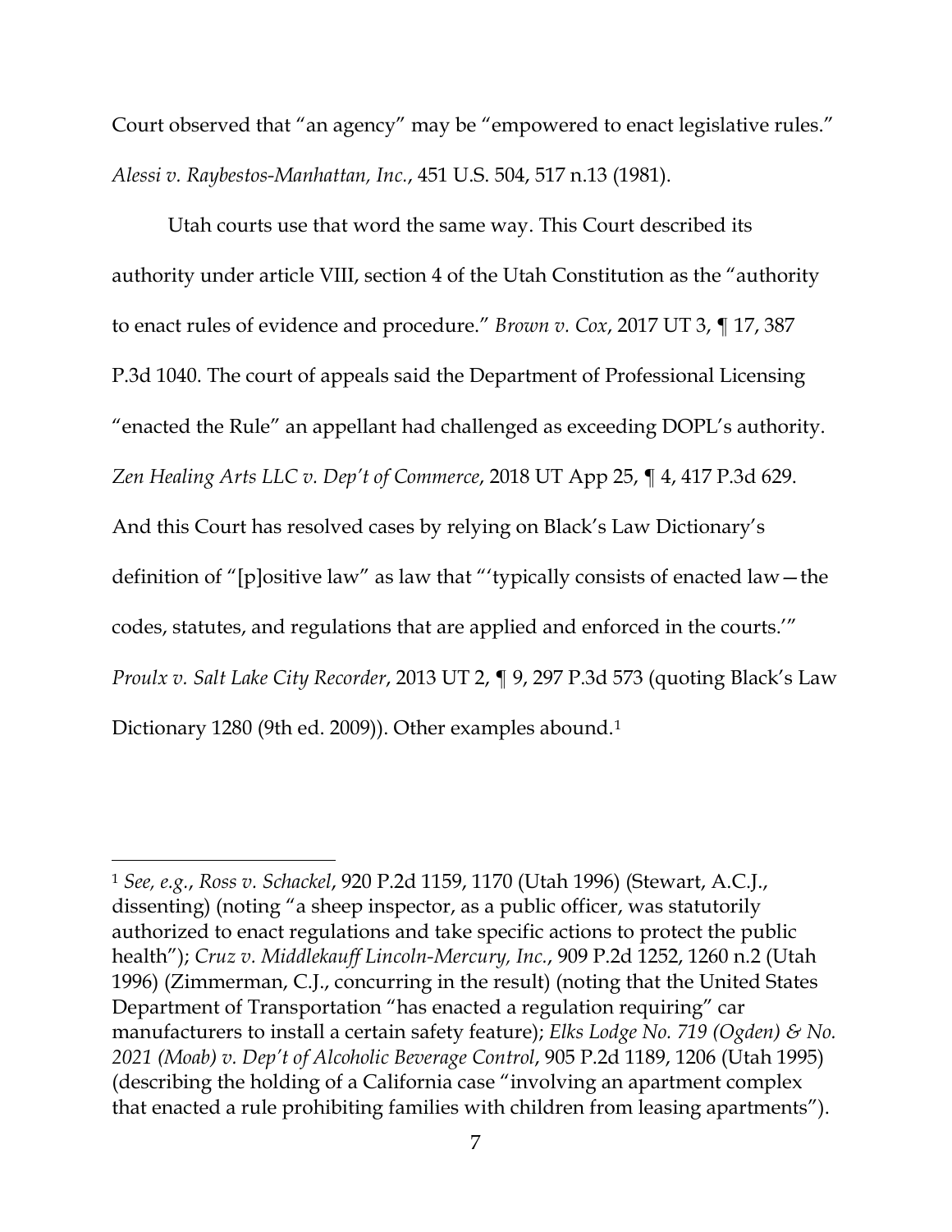Court observed that "an agency" may be "empowered to enact legislative rules." *Alessi v. Raybestos-Manhattan, Inc.*, 451 U.S. 504, 517 n.13 (1981).

Utah courts use that word the same way. This Court described its authority under article VIII, section 4 of the Utah Constitution as the "authority to enact rules of evidence and procedure." *Brown v. Cox*, 2017 UT 3, ¶ 17, 387 P.3d 1040. The court of appeals said the Department of Professional Licensing "enacted the Rule" an appellant had challenged as exceeding DOPL's authority. *Zen Healing Arts LLC v. Dep't of Commerce*, 2018 UT App 25, ¶ 4, 417 P.3d 629. And this Court has resolved cases by relying on Black's Law Dictionary's definition of "[p]ositive law" as law that "'typically consists of enacted law—the codes, statutes, and regulations that are applied and enforced in the courts.'" *Proulx v. Salt Lake City Recorder*, 2013 UT 2, ¶ 9, 297 P.3d 573 (quoting Black's Law Dictionary 1280 (9th ed. 2009)). Other examples abound.[1]

---

[1] *See, e.g.*, *Ross v. Schackel*, 920 P.2d 1159, 1170 (Utah 1996) (Stewart, A.C.J., dissenting) (noting "a sheep inspector, as a public officer, was statutorily authorized to enact regulations and take specific actions to protect the public health"); *Cruz v. Middlekauff Lincoln-Mercury, Inc.*, 909 P.2d 1252, 1260 n.2 (Utah 1996) (Zimmerman, C.J., concurring in the result) (noting that the United States Department of Transportation "has enacted a regulation requiring" car manufacturers to install a certain safety feature); *Elks Lodge No. 719 (Ogden) & No. 2021 (Moab) v. Dep't of Alcoholic Beverage Control*, 905 P.2d 1189, 1206 (Utah 1995) (describing the holding of a California case "involving an apartment complex that enacted a rule prohibiting families with children from leasing apartments").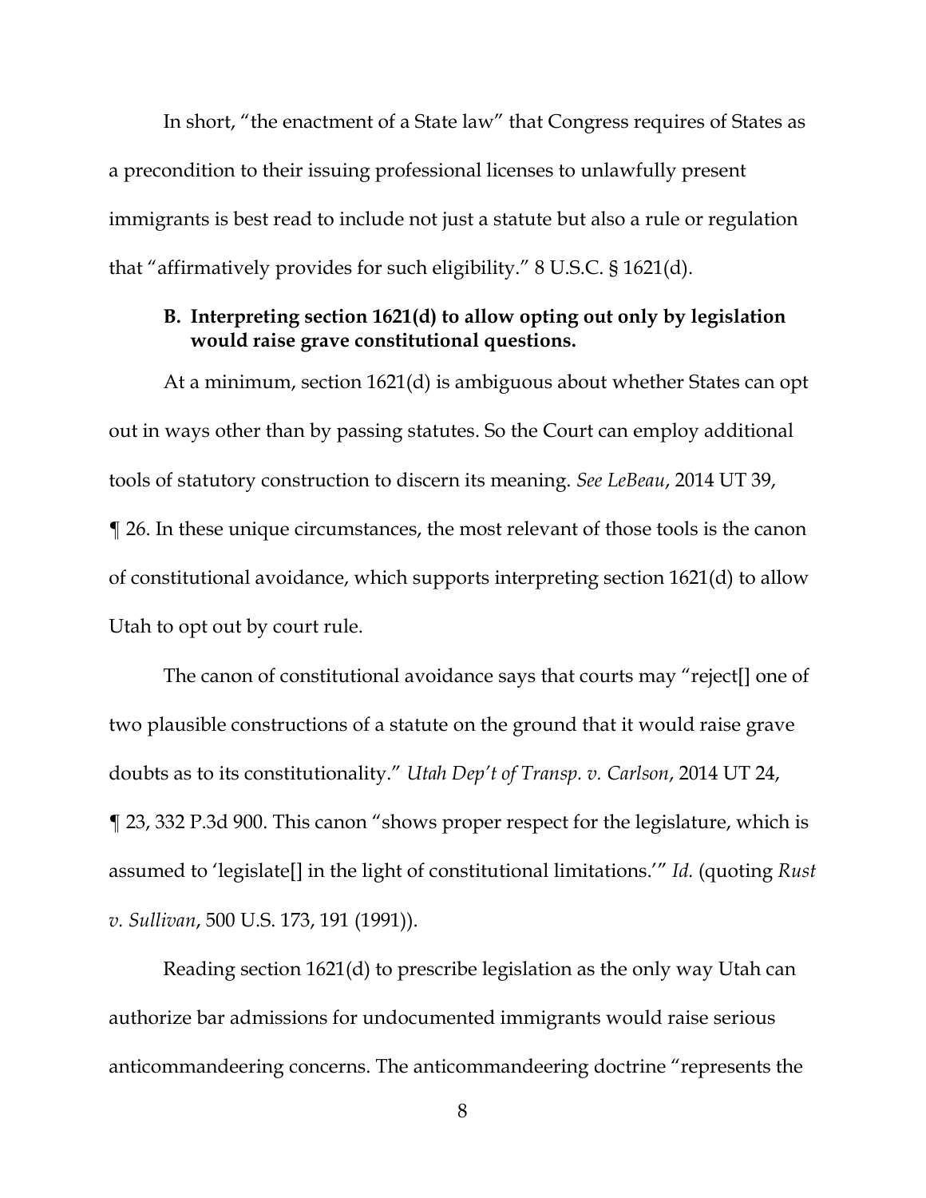In short, "the enactment of a State law" that Congress requires of States as a precondition to their issuing professional licenses to unlawfully present immigrants is best read to include not just a statute but also a rule or regulation that "affirmatively provides for such eligibility." 8 U.S.C. § 1621(d).

### B. Interpreting section 1621(d) to allow opting out only by legislation would raise grave constitutional questions.

At a minimum, section 1621(d) is ambiguous about whether States can opt out in ways other than by passing statutes. So the Court can employ additional tools of statutory construction to discern its meaning. *See LeBeau*, 2014 UT 39, ¶ 26. In these unique circumstances, the most relevant of those tools is the canon of constitutional avoidance, which supports interpreting section 1621(d) to allow Utah to opt out by court rule.

The canon of constitutional avoidance says that courts may "reject[] one of two plausible constructions of a statute on the ground that it would raise grave doubts as to its constitutionality." *Utah Dep't of Transp. v. Carlson*, 2014 UT 24, ¶ 23, 332 P.3d 900. This canon "shows proper respect for the legislature, which is assumed to 'legislate[] in the light of constitutional limitations.'" *Id.* (quoting *Rust v. Sullivan*, 500 U.S. 173, 191 (1991)).

Reading section 1621(d) to prescribe legislation as the only way Utah can authorize bar admissions for undocumented immigrants would raise serious anticommandeering concerns. The anticommandeering doctrine "represents the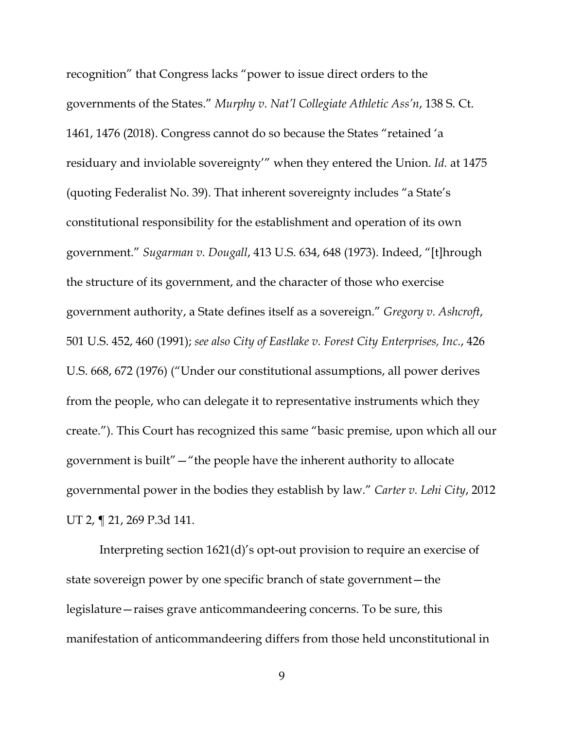recognition” that Congress lacks “power to issue direct orders to the governments of the States.” *Murphy v. Nat’l Collegiate Athletic Ass’n*, 138 S. Ct. 1461, 1476 (2018). Congress cannot do so because the States “retained ‘a residuary and inviolable sovereignty’” when they entered the Union. *Id.* at 1475 (quoting Federalist No. 39). That inherent sovereignty includes “a State’s constitutional responsibility for the establishment and operation of its own government.” *Sugarman v. Dougall*, 413 U.S. 634, 648 (1973). Indeed, “[t]hrough the structure of its government, and the character of those who exercise government authority, a State defines itself as a sovereign.” *Gregory v. Ashcroft*, 501 U.S. 452, 460 (1991); *see also City of Eastlake v. Forest City Enterprises, Inc.*, 426 U.S. 668, 672 (1976) (“Under our constitutional assumptions, all power derives from the people, who can delegate it to representative instruments which they create.”). This Court has recognized this same “basic premise, upon which all our government is built”—“the people have the inherent authority to allocate governmental power in the bodies they establish by law.” *Carter v. Lehi City*, 2012 UT 2, ¶ 21, 269 P.3d 141.

Interpreting section 1621(d)’s opt-out provision to require an exercise of state sovereign power by one specific branch of state government—the legislature—raises grave anticommandeering concerns. To be sure, this manifestation of anticommandeering differs from those held unconstitutional in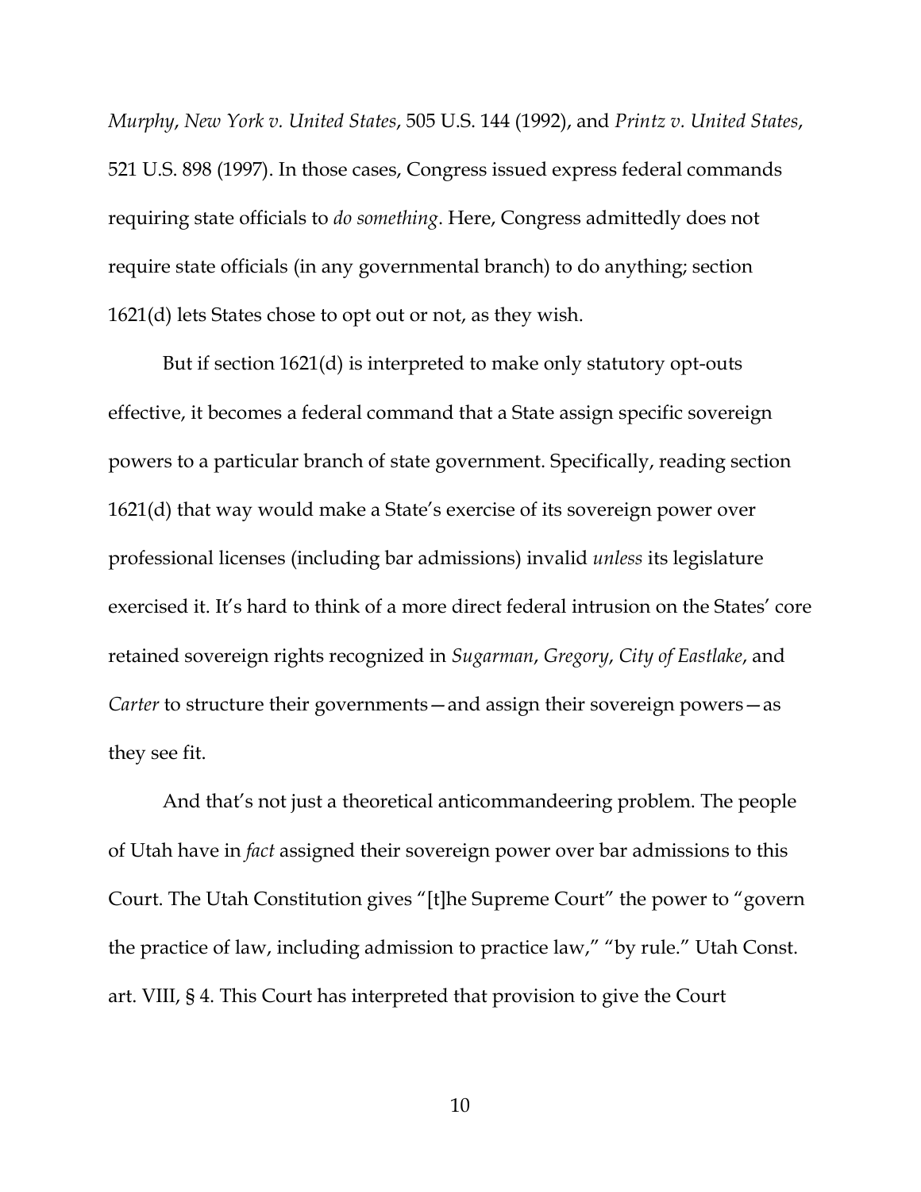*Murphy*, *New York v. United States*, 505 U.S. 144 (1992), and *Printz v. United States*, 521 U.S. 898 (1997). In those cases, Congress issued express federal commands requiring state officials to *do something*. Here, Congress admittedly does not require state officials (in any governmental branch) to do anything; section 1621(d) lets States chose to opt out or not, as they wish.

But if section 1621(d) is interpreted to make only statutory opt-outs effective, it becomes a federal command that a State assign specific sovereign powers to a particular branch of state government. Specifically, reading section 1621(d) that way would make a State's exercise of its sovereign power over professional licenses (including bar admissions) invalid *unless* its legislature exercised it. It's hard to think of a more direct federal intrusion on the States' core retained sovereign rights recognized in *Sugarman*, *Gregory*, *City of Eastlake*, and *Carter* to structure their governments—and assign their sovereign powers—as they see fit.

And that's not just a theoretical anticommandeering problem. The people of Utah have in *fact* assigned their sovereign power over bar admissions to this Court. The Utah Constitution gives "[t]he Supreme Court" the power to "govern the practice of law, including admission to practice law," "by rule." Utah Const. art. VIII, § 4. This Court has interpreted that provision to give the Court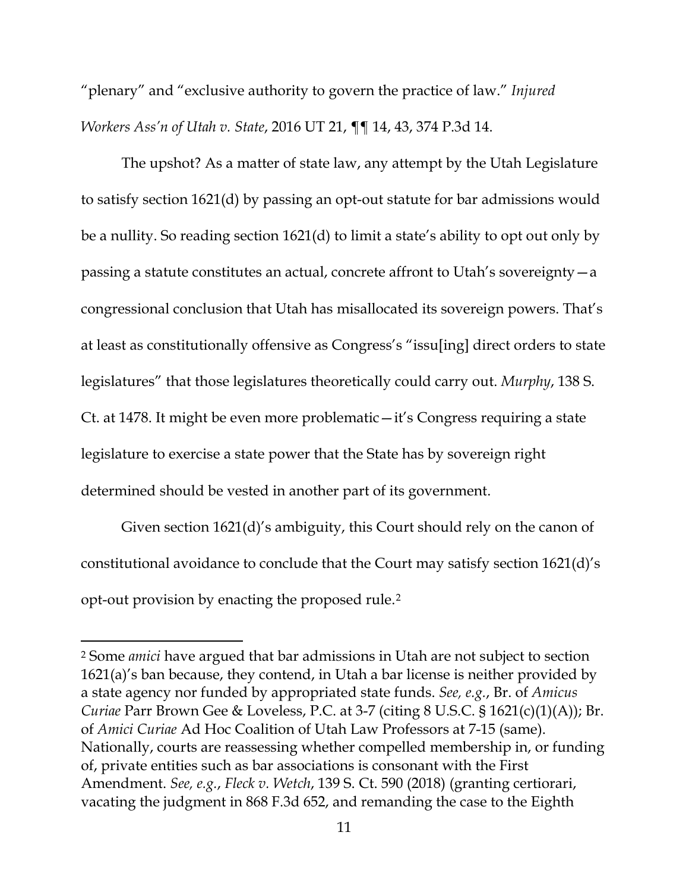"plenary" and "exclusive authority to govern the practice of law." *Injured Workers Ass'n of Utah v. State*, 2016 UT 21, ¶¶ 14, 43, 374 P.3d 14.

The upshot? As a matter of state law, any attempt by the Utah Legislature to satisfy section 1621(d) by passing an opt-out statute for bar admissions would be a nullity. So reading section 1621(d) to limit a state's ability to opt out only by passing a statute constitutes an actual, concrete affront to Utah's sovereignty—a congressional conclusion that Utah has misallocated its sovereign powers. That's at least as constitutionally offensive as Congress's "issu[ing] direct orders to state legislatures" that those legislatures theoretically could carry out. *Murphy*, 138 S. Ct. at 1478. It might be even more problematic—it's Congress requiring a state legislature to exercise a state power that the State has by sovereign right determined should be vested in another part of its government.

Given section 1621(d)'s ambiguity, this Court should rely on the canon of constitutional avoidance to conclude that the Court may satisfy section 1621(d)'s opt-out provision by enacting the proposed rule.[2]

---

[2] Some *amici* have argued that bar admissions in Utah are not subject to section 1621(a)'s ban because, they contend, in Utah a bar license is neither provided by a state agency nor funded by appropriated state funds. *See, e.g.*, Br. of *Amicus Curiae* Parr Brown Gee & Loveless, P.C. at 3-7 (citing 8 U.S.C. § 1621(c)(1)(A)); Br. of *Amici Curiae* Ad Hoc Coalition of Utah Law Professors at 7-15 (same). Nationally, courts are reassessing whether compelled membership in, or funding of, private entities such as bar associations is consonant with the First Amendment. *See, e.g.*, *Fleck v. Wetch*, 139 S. Ct. 590 (2018) (granting certiorari, vacating the judgment in 868 F.3d 652, and remanding the case to the Eighth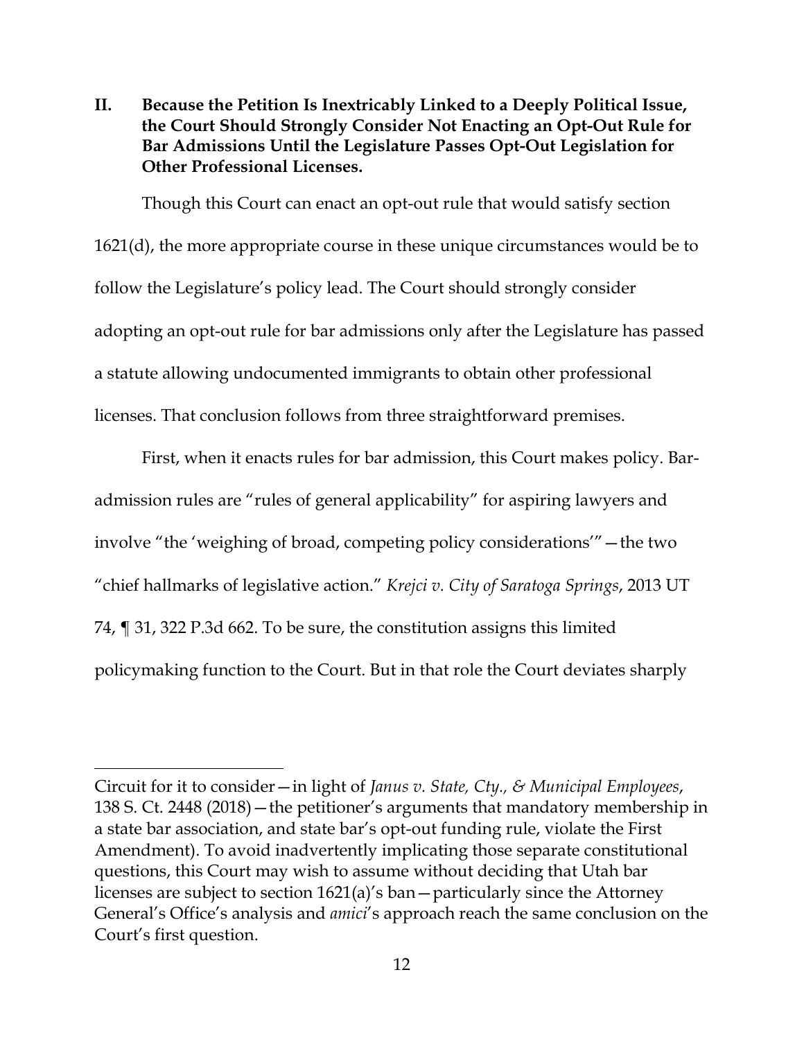## II. Because the Petition Is Inextricably Linked to a Deeply Political Issue, the Court Should Strongly Consider Not Enacting an Opt-Out Rule for Bar Admissions Until the Legislature Passes Opt-Out Legislation for Other Professional Licenses.

Though this Court can enact an opt-out rule that would satisfy section 1621(d), the more appropriate course in these unique circumstances would be to follow the Legislature's policy lead. The Court should strongly consider adopting an opt-out rule for bar admissions only after the Legislature has passed a statute allowing undocumented immigrants to obtain other professional licenses. That conclusion follows from three straightforward premises.

First, when it enacts rules for bar admission, this Court makes policy. Bar-admission rules are "rules of general applicability" for aspiring lawyers and involve "the 'weighing of broad, competing policy considerations'"—the two "chief hallmarks of legislative action." *Krejci v. City of Saratoga Springs*, 2013 UT 74, ¶ 31, 322 P.3d 662. To be sure, the constitution assigns this limited policymaking function to the Court. But in that role the Court deviates sharply

---

Circuit for it to consider—in light of *Janus v. State, Cty., & Municipal Employees*, 138 S. Ct. 2448 (2018)—the petitioner's arguments that mandatory membership in a state bar association, and state bar's opt-out funding rule, violate the First Amendment). To avoid inadvertently implicating those separate constitutional questions, this Court may wish to assume without deciding that Utah bar licenses are subject to section 1621(a)'s ban—particularly since the Attorney General's Office's analysis and *amici*'s approach reach the same conclusion on the Court's first question.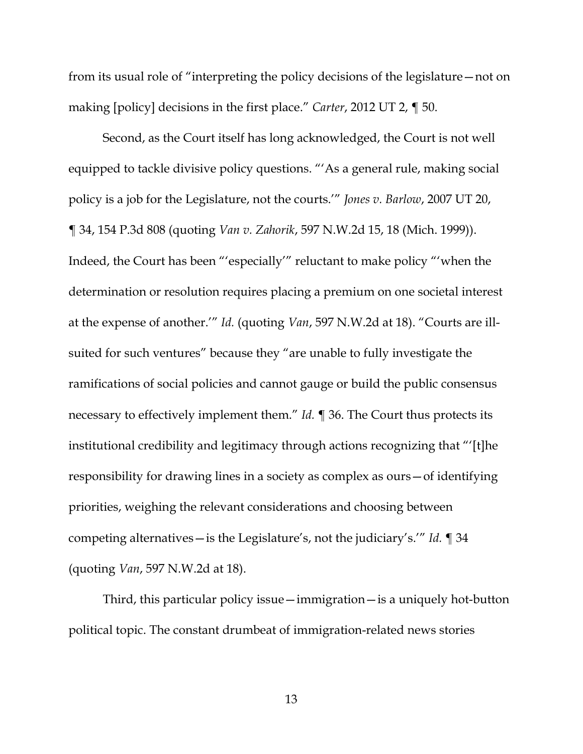from its usual role of "interpreting the policy decisions of the legislature—not on making [policy] decisions in the first place." *Carter*, 2012 UT 2, ¶ 50.

Second, as the Court itself has long acknowledged, the Court is not well equipped to tackle divisive policy questions. "'As a general rule, making social policy is a job for the Legislature, not the courts.'" *Jones v. Barlow*, 2007 UT 20, ¶ 34, 154 P.3d 808 (quoting *Van v. Zahorik*, 597 N.W.2d 15, 18 (Mich. 1999)). Indeed, the Court has been "'especially'" reluctant to make policy "'when the determination or resolution requires placing a premium on one societal interest at the expense of another.'" *Id.* (quoting *Van*, 597 N.W.2d at 18). "Courts are ill-suited for such ventures" because they "are unable to fully investigate the ramifications of social policies and cannot gauge or build the public consensus necessary to effectively implement them." *Id.* ¶ 36. The Court thus protects its institutional credibility and legitimacy through actions recognizing that "'[t]he responsibility for drawing lines in a society as complex as ours—of identifying priorities, weighing the relevant considerations and choosing between competing alternatives—is the Legislature's, not the judiciary's.'" *Id.* ¶ 34 (quoting *Van*, 597 N.W.2d at 18).

Third, this particular policy issue—immigration—is a uniquely hot-button political topic. The constant drumbeat of immigration-related news stories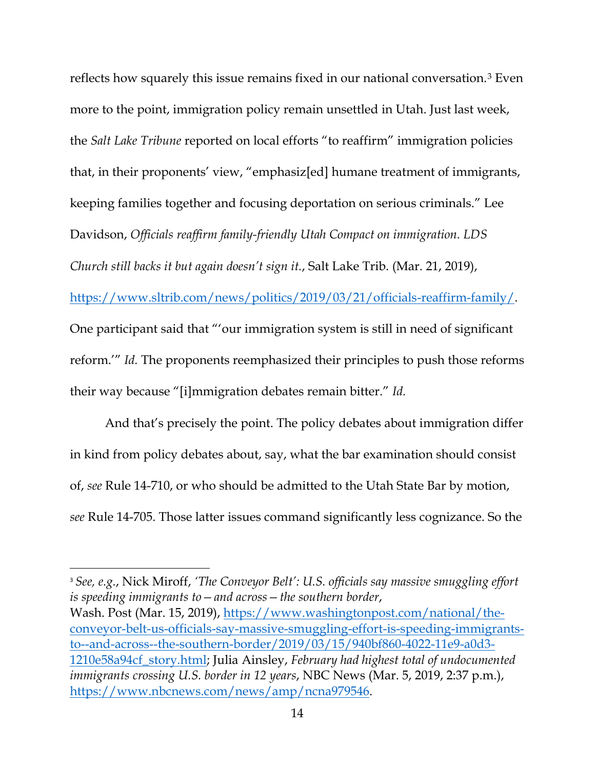reflects how squarely this issue remains fixed in our national conversation.[3] Even more to the point, immigration policy remain unsettled in Utah. Just last week, the *Salt Lake Tribune* reported on local efforts "to reaffirm" immigration policies that, in their proponents' view, "emphasiz[ed] humane treatment of immigrants, keeping families together and focusing deportation on serious criminals." Lee Davidson, *Officials reaffirm family-friendly Utah Compact on immigration. LDS Church still backs it but again doesn't sign it.*, Salt Lake Trib. (Mar. 21, 2019), https://www.sltrib.com/news/politics/2019/03/21/officials-reaffirm-family/. One participant said that "'our immigration system is still in need of significant reform.'" *Id.* The proponents reemphasized their principles to push those reforms their way because "[i]mmigration debates remain bitter." *Id.*

And that's precisely the point. The policy debates about immigration differ in kind from policy debates about, say, what the bar examination should consist of, *see* Rule 14-710, or who should be admitted to the Utah State Bar by motion, *see* Rule 14-705. Those latter issues command significantly less cognizance. So the

---

[3] *See, e.g.*, Nick Miroff, *'The Conveyor Belt': U.S. officials say massive smuggling effort is speeding immigrants to—and across—the southern border*, Wash. Post (Mar. 15, 2019), https://www.washingtonpost.com/national/the-conveyor-belt-us-officials-say-massive-smuggling-effort-is-speeding-immigrants-to--and-across--the-southern-border/2019/03/15/940bf860-4022-11e9-a0d3-1210e58a94cf_story.html; Julia Ainsley, *February had highest total of undocumented immigrants crossing U.S. border in 12 years*, NBC News (Mar. 5, 2019, 2:37 p.m.), https://www.nbcnews.com/news/amp/ncna979546.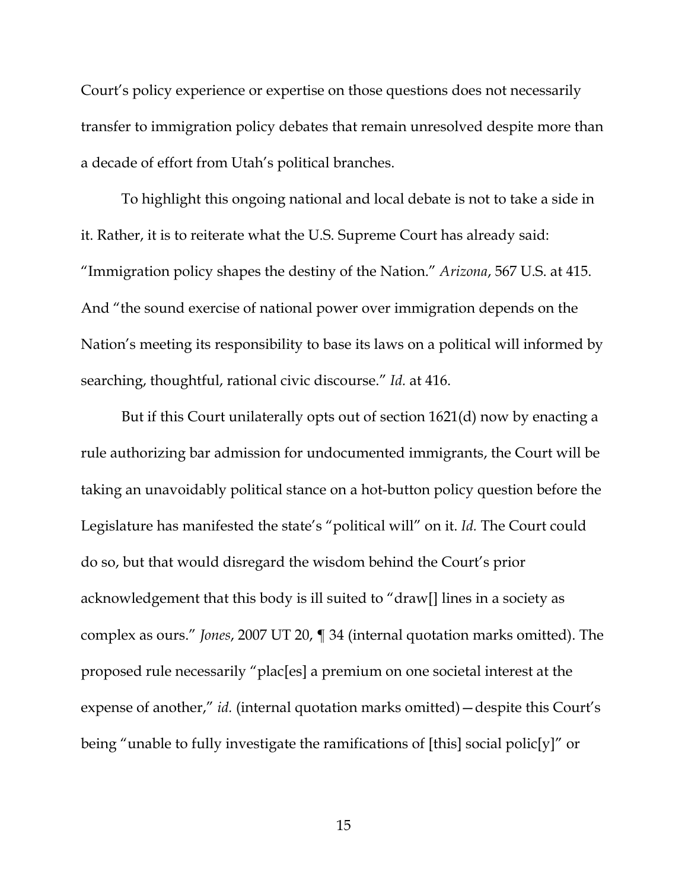Court's policy experience or expertise on those questions does not necessarily transfer to immigration policy debates that remain unresolved despite more than a decade of effort from Utah's political branches.

To highlight this ongoing national and local debate is not to take a side in it. Rather, it is to reiterate what the U.S. Supreme Court has already said: "Immigration policy shapes the destiny of the Nation." *Arizona*, 567 U.S. at 415. And "the sound exercise of national power over immigration depends on the Nation's meeting its responsibility to base its laws on a political will informed by searching, thoughtful, rational civic discourse." *Id.* at 416.

But if this Court unilaterally opts out of section 1621(d) now by enacting a rule authorizing bar admission for undocumented immigrants, the Court will be taking an unavoidably political stance on a hot-button policy question before the Legislature has manifested the state's "political will" on it. *Id.* The Court could do so, but that would disregard the wisdom behind the Court's prior acknowledgement that this body is ill suited to "draw[] lines in a society as complex as ours." *Jones*, 2007 UT 20, ¶ 34 (internal quotation marks omitted). The proposed rule necessarily "plac[es] a premium on one societal interest at the expense of another," *id.* (internal quotation marks omitted)—despite this Court's being "unable to fully investigate the ramifications of [this] social polic[y]" or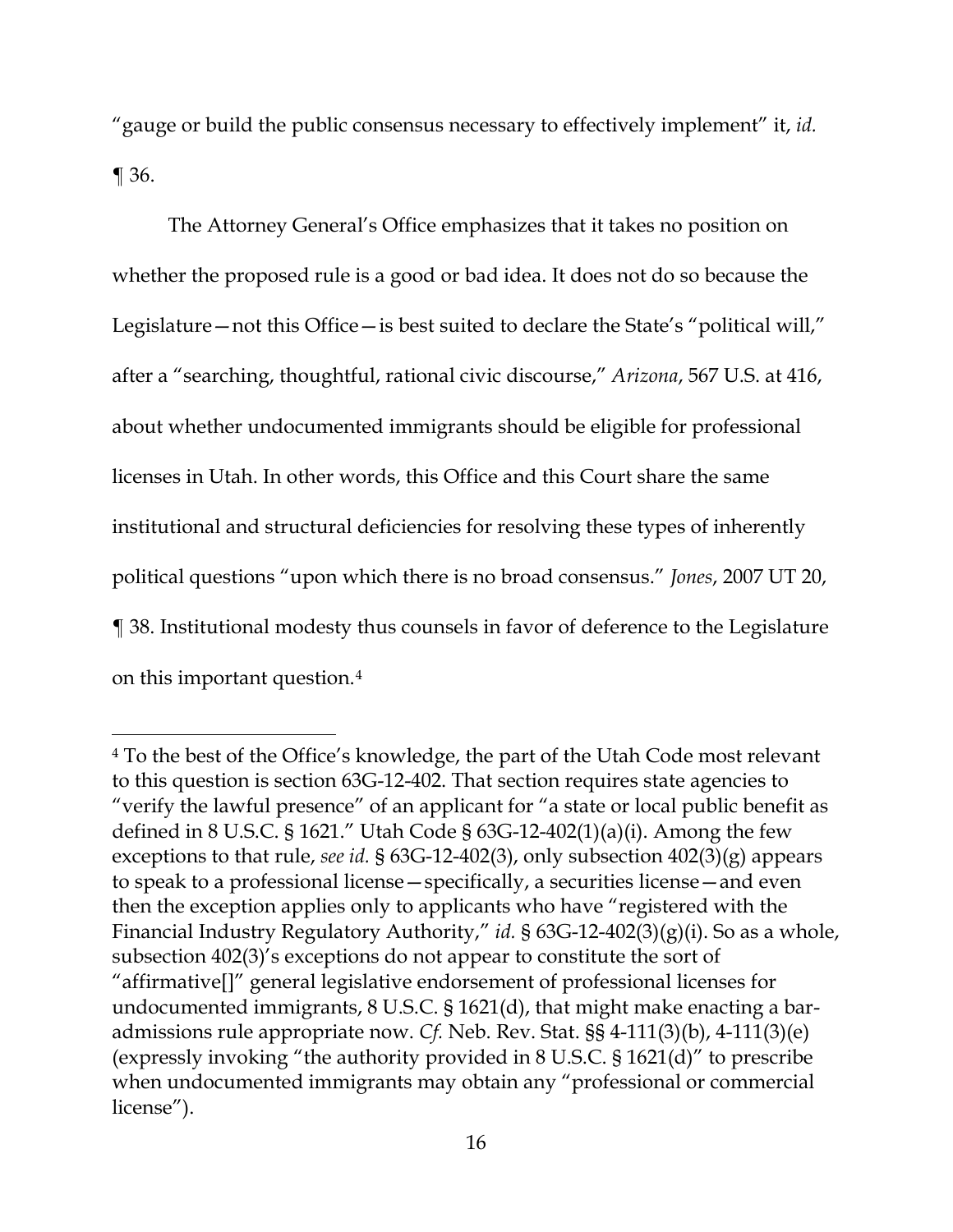"gauge or build the public consensus necessary to effectively implement" it, *id.* ¶ 36.

The Attorney General's Office emphasizes that it takes no position on whether the proposed rule is a good or bad idea. It does not do so because the Legislature—not this Office—is best suited to declare the State's "political will," after a "searching, thoughtful, rational civic discourse," *Arizona*, 567 U.S. at 416, about whether undocumented immigrants should be eligible for professional licenses in Utah. In other words, this Office and this Court share the same institutional and structural deficiencies for resolving these types of inherently political questions "upon which there is no broad consensus." *Jones*, 2007 UT 20, ¶ 38. Institutional modesty thus counsels in favor of deference to the Legislature on this important question.[4]

---

[4] To the best of the Office's knowledge, the part of the Utah Code most relevant to this question is section 63G-12-402. That section requires state agencies to "verify the lawful presence" of an applicant for "a state or local public benefit as defined in 8 U.S.C. § 1621." Utah Code § 63G-12-402(1)(a)(i). Among the few exceptions to that rule, *see id.* § 63G-12-402(3), only subsection 402(3)(g) appears to speak to a professional license—specifically, a securities license—and even then the exception applies only to applicants who have "registered with the Financial Industry Regulatory Authority," *id.* § 63G-12-402(3)(g)(i). So as a whole, subsection 402(3)'s exceptions do not appear to constitute the sort of "affirmative[]" general legislative endorsement of professional licenses for undocumented immigrants, 8 U.S.C. § 1621(d), that might make enacting a bar-admissions rule appropriate now. *Cf.* Neb. Rev. Stat. §§ 4-111(3)(b), 4-111(3)(e) (expressly invoking "the authority provided in 8 U.S.C. § 1621(d)" to prescribe when undocumented immigrants may obtain any "professional or commercial license").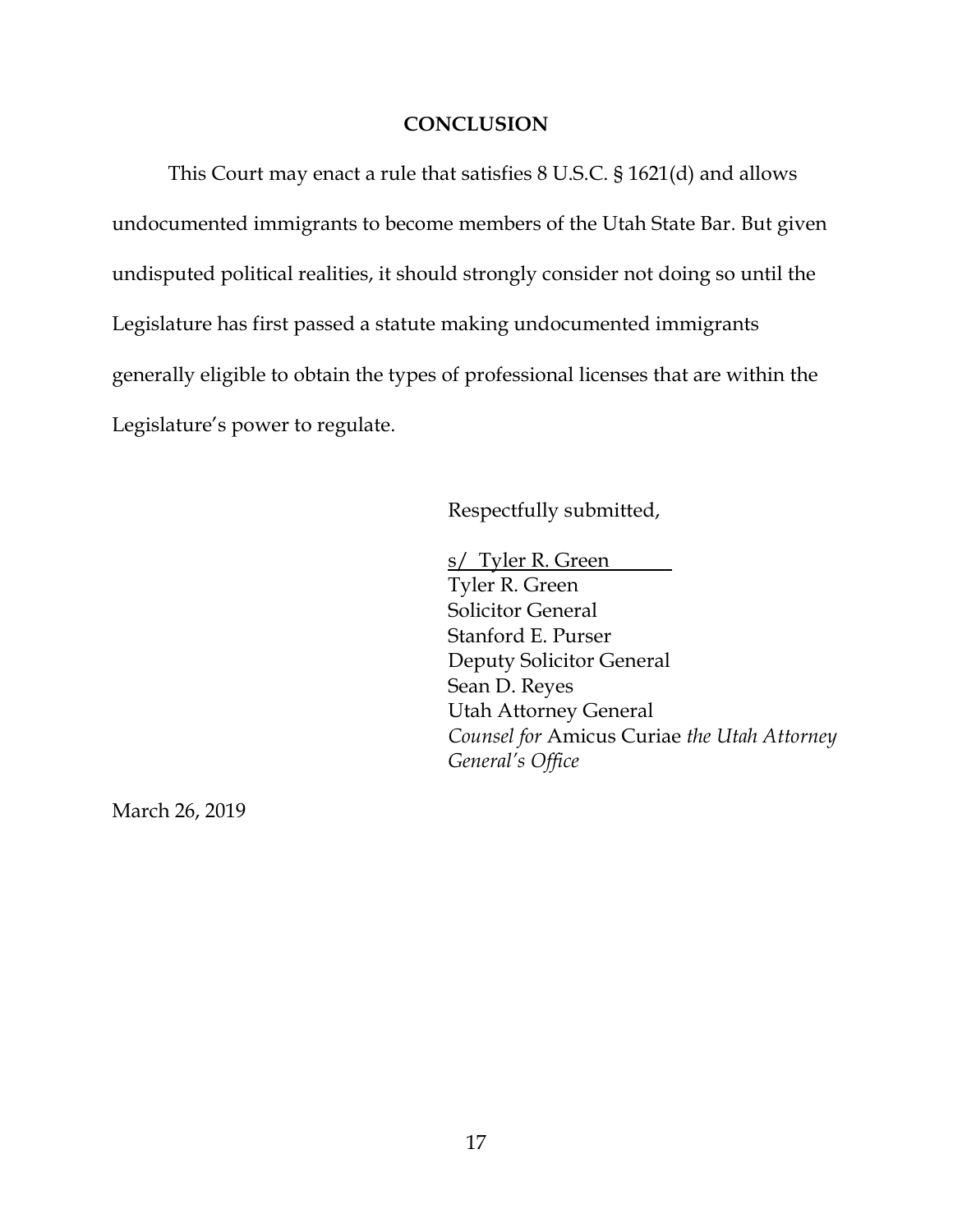## CONCLUSION

This Court may enact a rule that satisfies 8 U.S.C. § 1621(d) and allows undocumented immigrants to become members of the Utah State Bar. But given undisputed political realities, it should strongly consider not doing so until the Legislature has first passed a statute making undocumented immigrants generally eligible to obtain the types of professional licenses that are within the Legislature's power to regulate.

Respectfully submitted,

s/ Tyler R. Green
Tyler R. Green
Solicitor General
Stanford E. Purser
Deputy Solicitor General
Sean D. Reyes
Utah Attorney General
*Counsel for* Amicus Curiae *the Utah Attorney General's Office*

March 26, 2019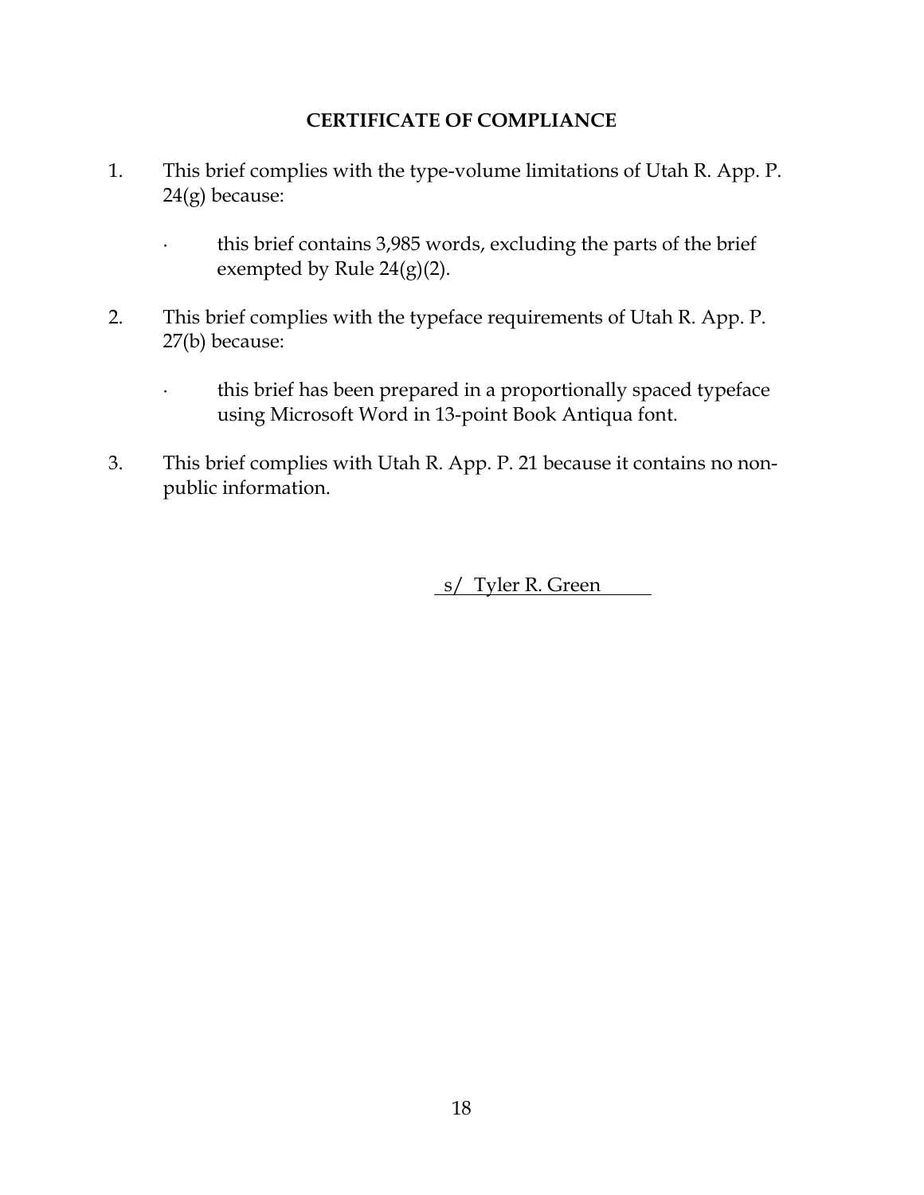## CERTIFICATE OF COMPLIANCE

1. This brief complies with the type-volume limitations of Utah R. App. P. 24(g) because:

   - this brief contains 3,985 words, excluding the parts of the brief exempted by Rule 24(g)(2).

2. This brief complies with the typeface requirements of Utah R. App. P. 27(b) because:

   - this brief has been prepared in a proportionally spaced typeface using Microsoft Word in 13-point Book Antiqua font.

3. This brief complies with Utah R. App. P. 21 because it contains no non-public information.

s/ Tyler R. Green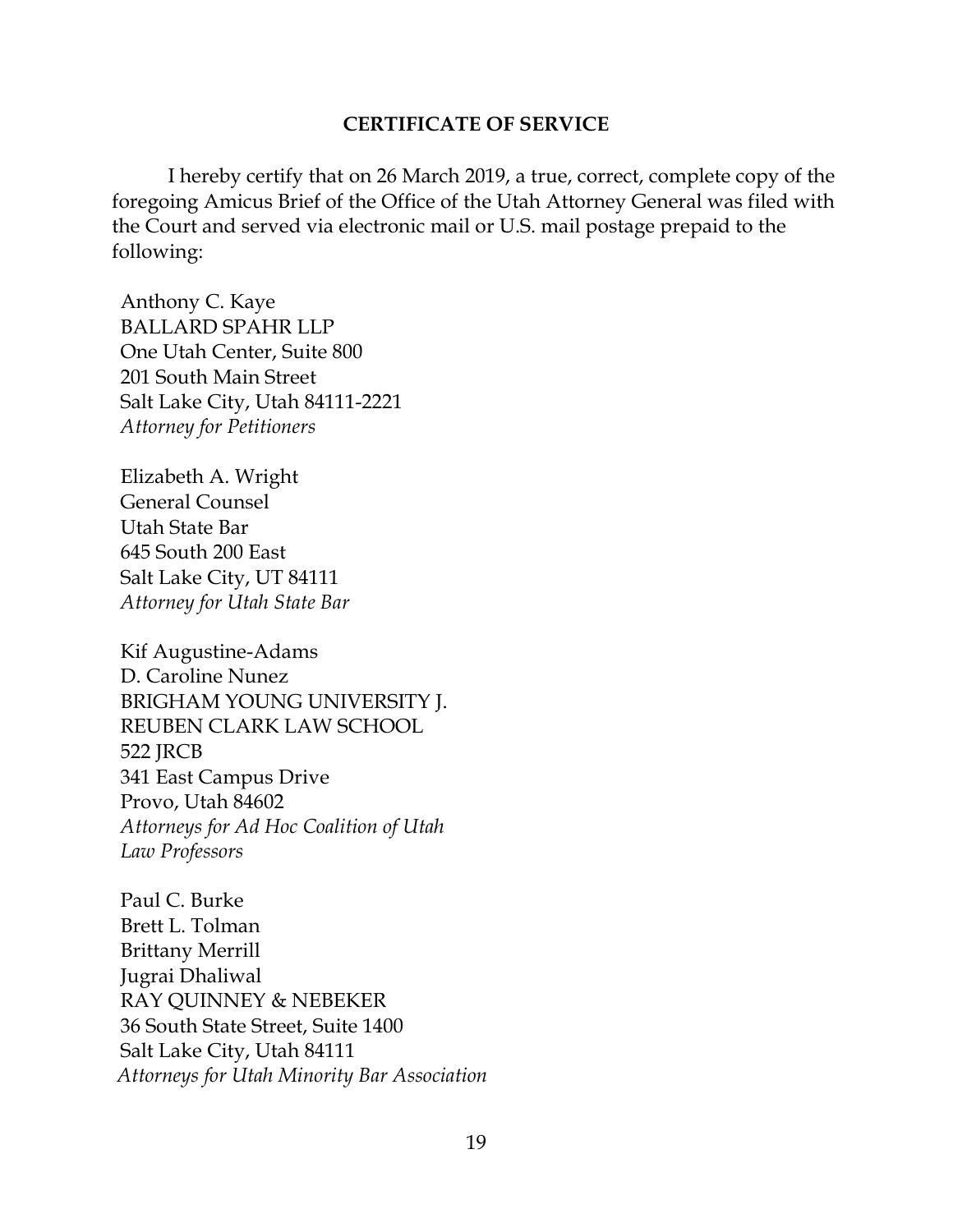**CERTIFICATE OF SERVICE**

I hereby certify that on 26 March 2019, a true, correct, complete copy of the foregoing Amicus Brief of the Office of the Utah Attorney General was filed with the Court and served via electronic mail or U.S. mail postage prepaid to the following:

Anthony C. Kaye
BALLARD SPAHR LLP
One Utah Center, Suite 800
201 South Main Street
Salt Lake City, Utah 84111-2221
*Attorney for Petitioners*

Elizabeth A. Wright
General Counsel
Utah State Bar
645 South 200 East
Salt Lake City, UT 84111
*Attorney for Utah State Bar*

Kif Augustine-Adams
D. Caroline Nunez
BRIGHAM YOUNG UNIVERSITY J. REUBEN CLARK LAW SCHOOL
522 JRCB
341 East Campus Drive
Provo, Utah 84602
*Attorneys for Ad Hoc Coalition of Utah Law Professors*

Paul C. Burke
Brett L. Tolman
Brittany Merrill
Jugrai Dhaliwal
RAY QUINNEY & NEBEKER
36 South State Street, Suite 1400
Salt Lake City, Utah 84111
*Attorneys for Utah Minority Bar Association*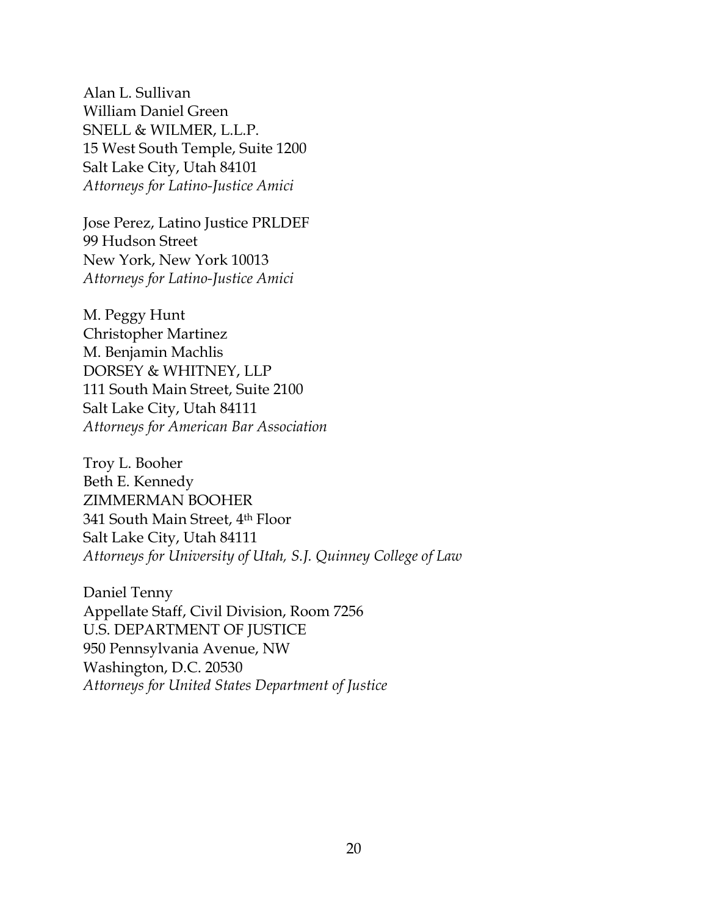Alan L. Sullivan
William Daniel Green
SNELL & WILMER, L.L.P.
15 West South Temple, Suite 1200
Salt Lake City, Utah 84101
*Attorneys for Latino-Justice Amici*

Jose Perez, Latino Justice PRLDEF
99 Hudson Street
New York, New York 10013
*Attorneys for Latino-Justice Amici*

M. Peggy Hunt
Christopher Martinez
M. Benjamin Machlis
DORSEY & WHITNEY, LLP
111 South Main Street, Suite 2100
Salt Lake City, Utah 84111
*Attorneys for American Bar Association*

Troy L. Booher
Beth E. Kennedy
ZIMMERMAN BOOHER
341 South Main Street, 4th Floor
Salt Lake City, Utah 84111
*Attorneys for University of Utah, S.J. Quinney College of Law*

Daniel Tenny
Appellate Staff, Civil Division, Room 7256
U.S. DEPARTMENT OF JUSTICE
950 Pennsylvania Avenue, NW
Washington, D.C. 20530
*Attorneys for United States Department of Justice*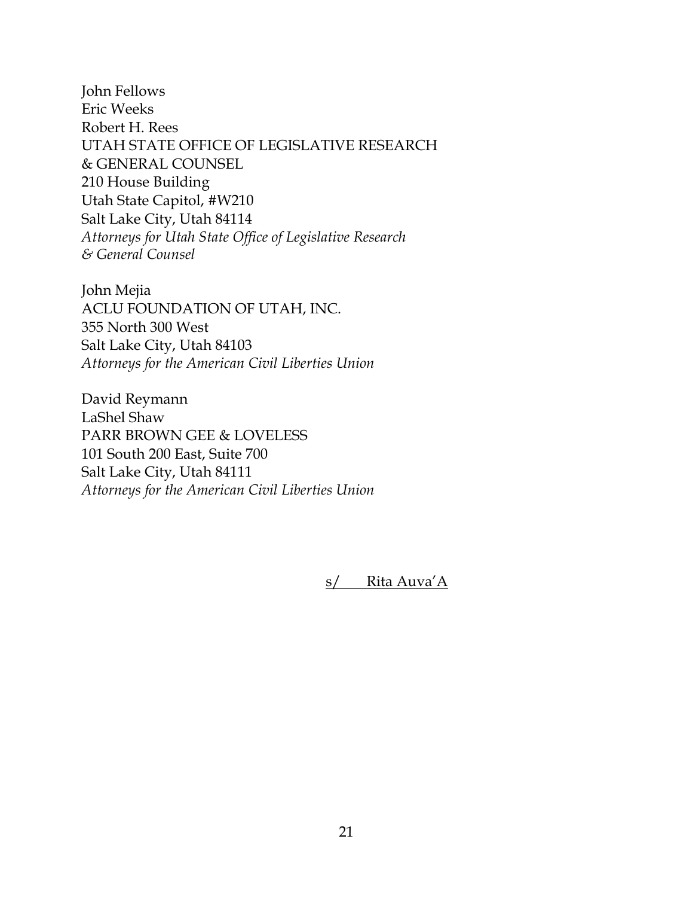John Fellows
Eric Weeks
Robert H. Rees
UTAH STATE OFFICE OF LEGISLATIVE RESEARCH
& GENERAL COUNSEL
210 House Building
Utah State Capitol, #W210
Salt Lake City, Utah 84114
*Attorneys for Utah State Office of Legislative Research*
*& General Counsel*

John Mejia
ACLU FOUNDATION OF UTAH, INC.
355 North 300 West
Salt Lake City, Utah 84103
*Attorneys for the American Civil Liberties Union*

David Reymann
LaShel Shaw
PARR BROWN GEE & LOVELESS
101 South 200 East, Suite 700
Salt Lake City, Utah 84111
*Attorneys for the American Civil Liberties Union*

s/ Rita Auva'A